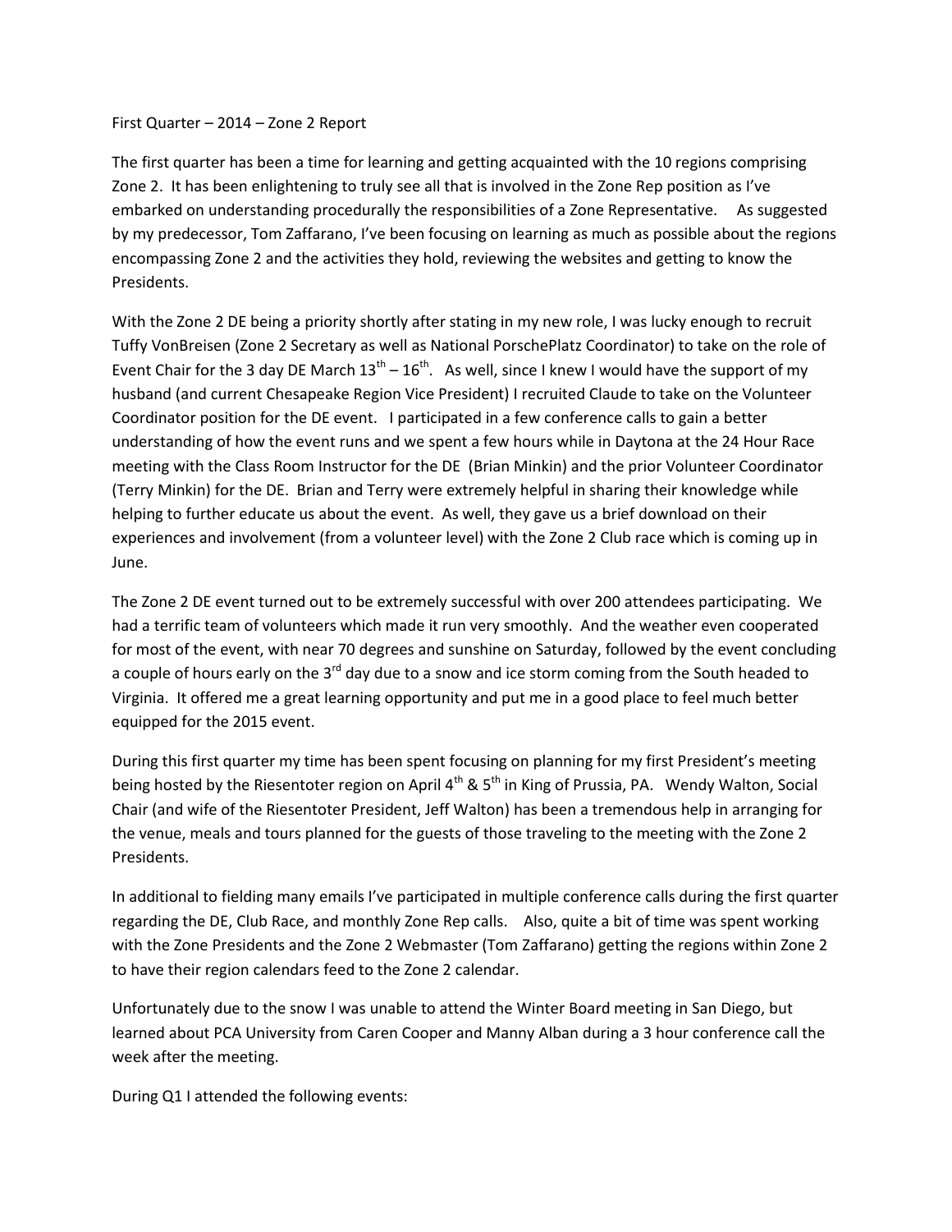First Quarter – 2014 – Zone 2 Report

The first quarter has been a time for learning and getting acquainted with the 10 regions comprising Zone 2. It has been enlightening to truly see all that is involved in the Zone Rep position as I've embarked on understanding procedurally the responsibilities of a Zone Representative. As suggested by my predecessor, Tom Zaffarano, I've been focusing on learning as much as possible about the regions encompassing Zone 2 and the activities they hold, reviewing the websites and getting to know the Presidents.

With the Zone 2 DE being a priority shortly after stating in my new role, I was lucky enough to recruit Tuffy VonBreisen (Zone 2 Secretary as well as National PorschePlatz Coordinator) to take on the role of Event Chair for the 3 day DE March 13th – 16th. As well, since I knew I would have the support of my husband (and current Chesapeake Region Vice President) I recruited Claude to take on the Volunteer Coordinator position for the DE event. I participated in a few conference calls to gain a better understanding of how the event runs and we spent a few hours while in Daytona at the 24 Hour Race meeting with the Class Room Instructor for the DE (Brian Minkin) and the prior Volunteer Coordinator (Terry Minkin) for the DE. Brian and Terry were extremely helpful in sharing their knowledge while helping to further educate us about the event. As well, they gave us a brief download on their experiences and involvement (from a volunteer level) with the Zone 2 Club race which is coming up in June.

The Zone 2 DE event turned out to be extremely successful with over 200 attendees participating. We had a terrific team of volunteers which made it run very smoothly. And the weather even cooperated for most of the event, with near 70 degrees and sunshine on Saturday, followed by the event concluding a couple of hours early on the 3rd day due to a snow and ice storm coming from the South headed to Virginia. It offered me a great learning opportunity and put me in a good place to feel much better equipped for the 2015 event.

During this first quarter my time has been spent focusing on planning for my first President's meeting being hosted by the Riesentoter region on April 4th & 5th in King of Prussia, PA. Wendy Walton, Social Chair (and wife of the Riesentoter President, Jeff Walton) has been a tremendous help in arranging for the venue, meals and tours planned for the guests of those traveling to the meeting with the Zone 2 Presidents.

In additional to fielding many emails I've participated in multiple conference calls during the first quarter regarding the DE, Club Race, and monthly Zone Rep calls. Also, quite a bit of time was spent working with the Zone Presidents and the Zone 2 Webmaster (Tom Zaffarano) getting the regions within Zone 2 to have their region calendars feed to the Zone 2 calendar.

Unfortunately due to the snow I was unable to attend the Winter Board meeting in San Diego, but learned about PCA University from Caren Cooper and Manny Alban during a 3 hour conference call the week after the meeting.

During Q1 I attended the following events: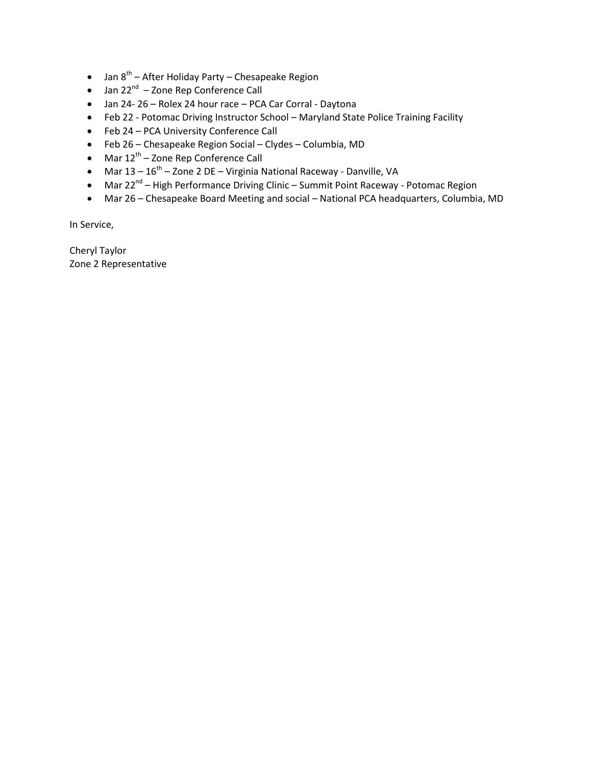- Jan 8th – After Holiday Party – Chesapeake Region
- Jan 22nd – Zone Rep Conference Call
- Jan 24- 26 – Rolex 24 hour race – PCA Car Corral - Daytona
- Feb 22 - Potomac Driving Instructor School – Maryland State Police Training Facility
- Feb 24 – PCA University Conference Call
- Feb 26 – Chesapeake Region Social – Clydes – Columbia, MD
- Mar 12th – Zone Rep Conference Call
- Mar 13 – 16th – Zone 2 DE – Virginia National Raceway - Danville, VA
- Mar 22nd – High Performance Driving Clinic – Summit Point Raceway - Potomac Region
- Mar 26 – Chesapeake Board Meeting and social – National PCA headquarters, Columbia, MD

In Service,

Cheryl Taylor
Zone 2 Representative